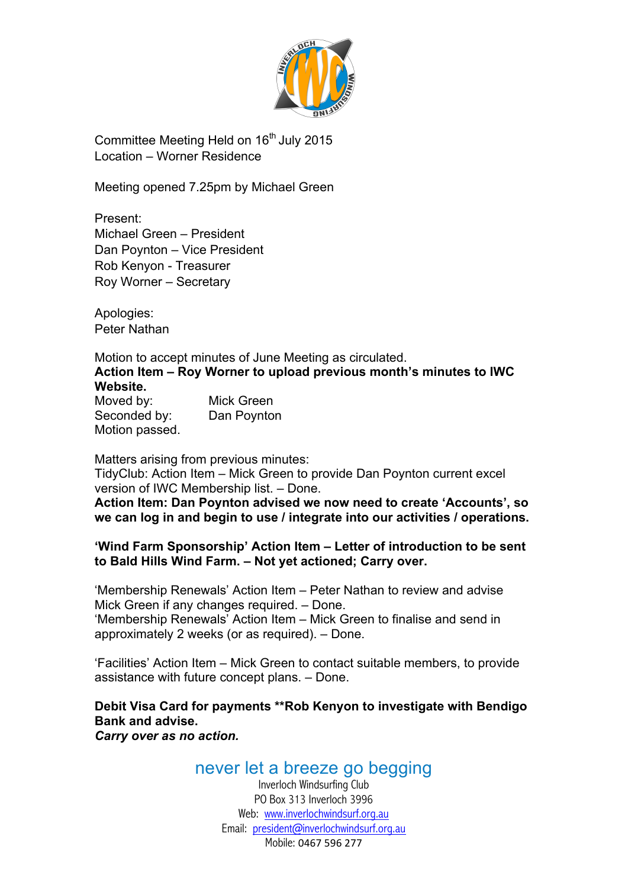Committee Meeting Held on 16th July 2015
Location – Worner Residence

Meeting opened 7.25pm by Michael Green

Present:
Michael Green – President
Dan Poynton – Vice President
Rob Kenyon - Treasurer
Roy Worner – Secretary

Apologies:
Peter Nathan

Motion to accept minutes of June Meeting as circulated.
**Action Item – Roy Worner to upload previous month's minutes to IWC Website.**
Moved by: Mick Green
Seconded by: Dan Poynton
Motion passed.

Matters arising from previous minutes:
TidyClub: Action Item – Mick Green to provide Dan Poynton current excel version of IWC Membership list. – Done.
**Action Item: Dan Poynton advised we now need to create 'Accounts', so we can log in and begin to use / integrate into our activities / operations.**

**'Wind Farm Sponsorship' Action Item – Letter of introduction to be sent to Bald Hills Wind Farm. – Not yet actioned; Carry over.**

'Membership Renewals' Action Item – Peter Nathan to review and advise Mick Green if any changes required. – Done.
'Membership Renewals' Action Item – Mick Green to finalise and send in approximately 2 weeks (or as required). – Done.

'Facilities' Action Item – Mick Green to contact suitable members, to provide assistance with future concept plans. – Done.

**Debit Visa Card for payments **Rob Kenyon to investigate with Bendigo Bank and advise.**
***Carry over as no action.***

never let a breeze go begging
Inverloch Windsurfing Club
PO Box 313 Inverloch 3996
Web: www.inverlochwindsurf.org.au
Email: president@inverlochwindsurf.org.au
Mobile: 0467 596 277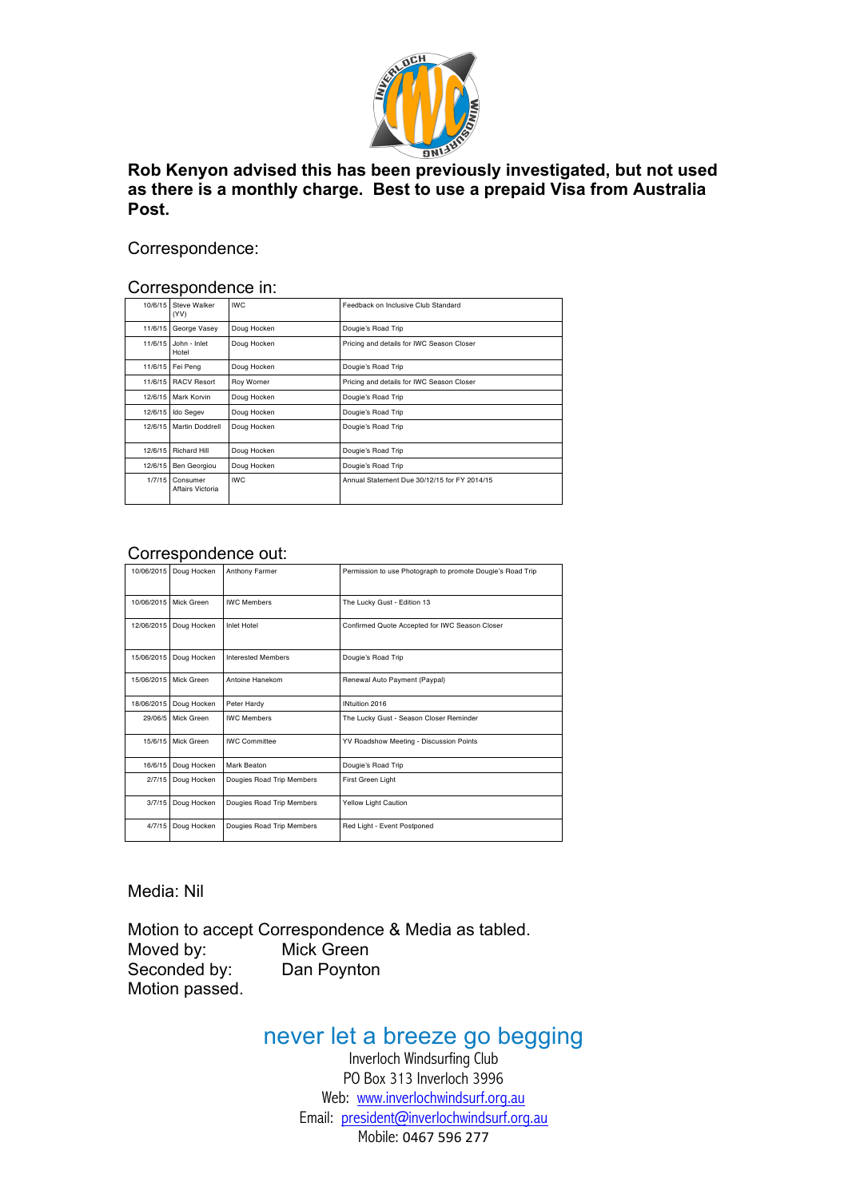**Rob Kenyon advised this has been previously investigated, but not used as there is a monthly charge. Best to use a prepaid Visa from Australia Post.**

Correspondence:

Correspondence in:

| Date | From | To | Subject |
|---|---|---|---|
| 10/6/15 | Steve Walker (YV) | IWC | Feedback on Inclusive Club Standard |
| 11/6/15 | George Vasey | Doug Hocken | Dougie's Road Trip |
| 11/6/15 | John - Inlet Hotel | Doug Hocken | Pricing and details for IWC Season Closer |
| 11/6/15 | Fei Peng | Doug Hocken | Dougie's Road Trip |
| 11/6/15 | RACV Resort | Roy Worner | Pricing and details for IWC Season Closer |
| 12/6/15 | Mark Korvin | Doug Hocken | Dougie's Road Trip |
| 12/6/15 | Ido Segev | Doug Hocken | Dougie's Road Trip |
| 12/6/15 | Martin Doddrell | Doug Hocken | Dougie's Road Trip |
| 12/6/15 | Richard Hill | Doug Hocken | Dougie's Road Trip |
| 12/6/15 | Ben Georgiou | Doug Hocken | Dougie's Road Trip |
| 1/7/15 | Consumer Affairs Victoria | IWC | Annual Statement Due 30/12/15 for FY 2014/15 |

Correspondence out:

| Date | From | To | Subject |
|---|---|---|---|
| 10/06/2015 | Doug Hocken | Anthony Farmer | Permission to use Photograph to promote Dougie's Road Trip |
| 10/06/2015 | Mick Green | IWC Members | The Lucky Gust - Edition 13 |
| 12/06/2015 | Doug Hocken | Inlet Hotel | Confirmed Quote Accepted for IWC Season Closer |
| 15/06/2015 | Doug Hocken | Interested Members | Dougie's Road Trip |
| 15/06/2015 | Mick Green | Antoine Hanekom | Renewal Auto Payment (Paypal) |
| 18/06/2015 | Doug Hocken | Peter Hardy | INtuition 2016 |
| 29/06/5 | Mick Green | IWC Members | The Lucky Gust - Season Closer Reminder |
| 15/6/15 | Mick Green | IWC Committee | YV Roadshow Meeting - Discussion Points |
| 16/6/15 | Doug Hocken | Mark Beaton | Dougie's Road Trip |
| 2/7/15 | Doug Hocken | Dougies Road Trip Members | First Green Light |
| 3/7/15 | Doug Hocken | Dougies Road Trip Members | Yellow Light Caution |
| 4/7/15 | Doug Hocken | Dougies Road Trip Members | Red Light - Event Postponed |

Media: Nil

Motion to accept Correspondence & Media as tabled.
Moved by: Mick Green
Seconded by: Dan Poynton
Motion passed.

never let a breeze go begging
Inverloch Windsurfing Club
PO Box 313 Inverloch 3996
Web: www.inverlochwindsurf.org.au
Email: president@inverlochwindsurf.org.au
Mobile: 0467 596 277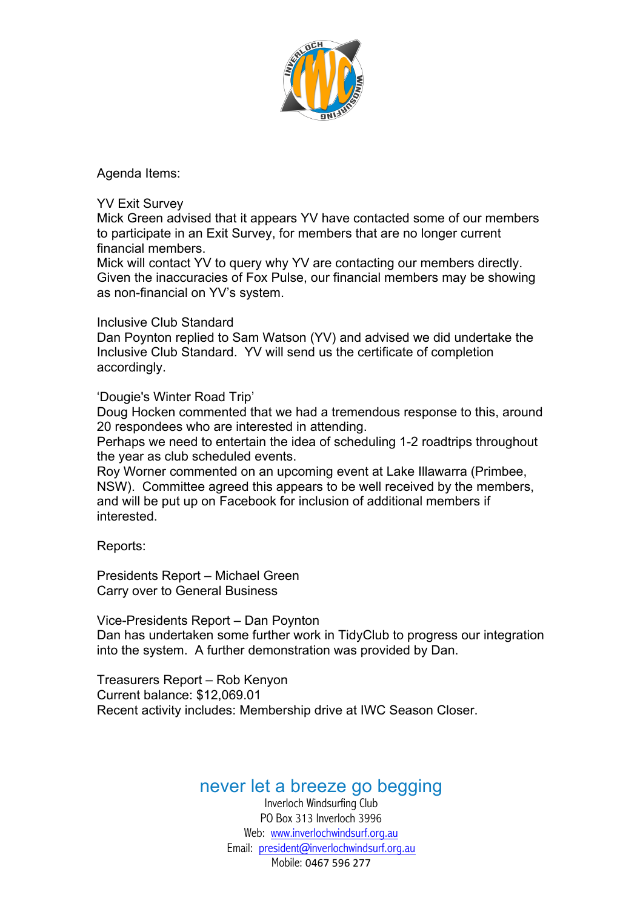Agenda Items:

YV Exit Survey
Mick Green advised that it appears YV have contacted some of our members to participate in an Exit Survey, for members that are no longer current financial members.
Mick will contact YV to query why YV are contacting our members directly. Given the inaccuracies of Fox Pulse, our financial members may be showing as non-financial on YV's system.

Inclusive Club Standard
Dan Poynton replied to Sam Watson (YV) and advised we did undertake the Inclusive Club Standard. YV will send us the certificate of completion accordingly.

'Dougie's Winter Road Trip'
Doug Hocken commented that we had a tremendous response to this, around 20 respondees who are interested in attending.
Perhaps we need to entertain the idea of scheduling 1-2 roadtrips throughout the year as club scheduled events.
Roy Worner commented on an upcoming event at Lake Illawarra (Primbee, NSW). Committee agreed this appears to be well received by the members, and will be put up on Facebook for inclusion of additional members if interested.

Reports:

Presidents Report – Michael Green
Carry over to General Business

Vice-Presidents Report – Dan Poynton
Dan has undertaken some further work in TidyClub to progress our integration into the system. A further demonstration was provided by Dan.

Treasurers Report – Rob Kenyon
Current balance: $12,069.01
Recent activity includes: Membership drive at IWC Season Closer.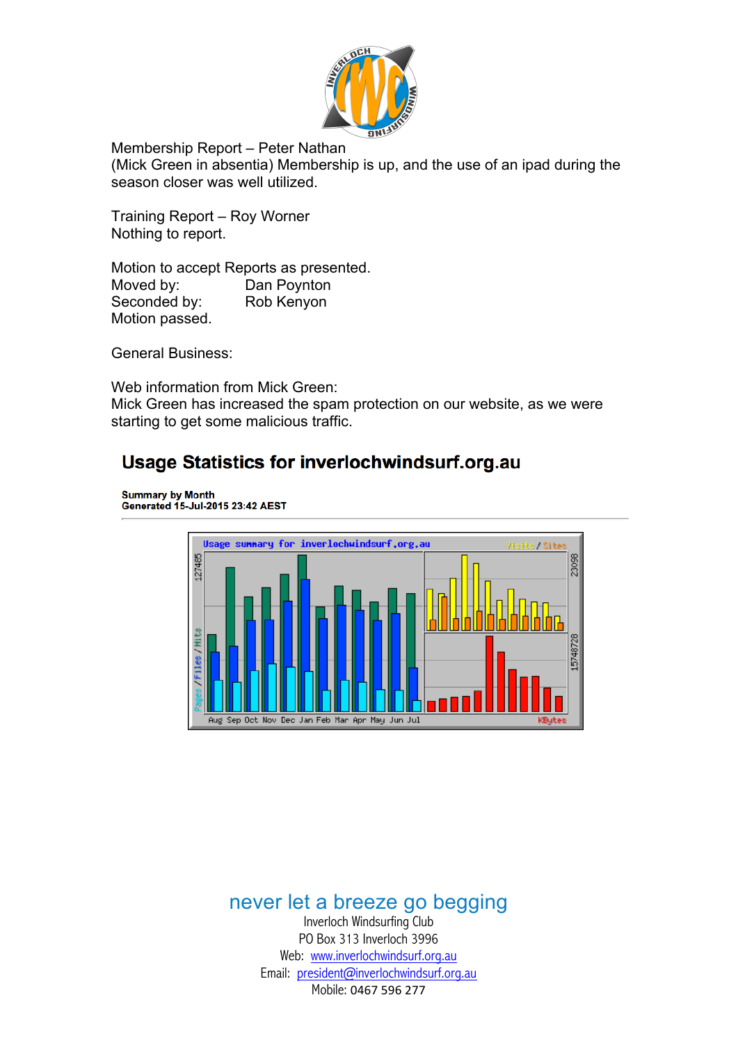Membership Report – Peter Nathan
(Mick Green in absentia) Membership is up, and the use of an ipad during the season closer was well utilized.

Training Report – Roy Worner
Nothing to report.

Motion to accept Reports as presented.
Moved by: Dan Poynton
Seconded by: Rob Kenyon
Motion passed.

General Business:

Web information from Mick Green:
Mick Green has increased the spam protection on our website, as we were starting to get some malicious traffic.

## Usage Statistics for inverlochwindsurf.org.au

**Summary by Month**
**Generated 15-Jul-2015 23:42 AEST**

never let a breeze go begging
Inverloch Windsurfing Club
PO Box 313 Inverloch 3996
Web: www.inverlochwindsurf.org.au
Email: president@inverlochwindsurf.org.au
Mobile: 0467 596 277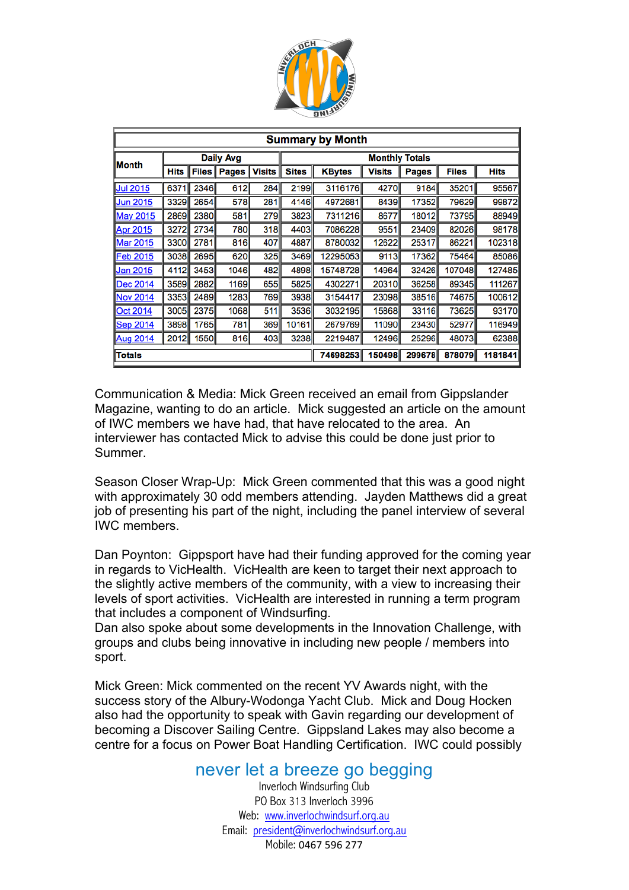| Summary by Month | | | | | | | | | | |
|---|---|---|---|---|---|---|---|---|---|---|
| Month | Daily Avg | | | | Monthly Totals | | | | | |
| | Hits | Files | Pages | Visits | Sites | KBytes | Visits | Pages | Files | Hits |
| Jul 2015 | 6371 | 2346 | 612 | 284 | 2199 | 3116176 | 4270 | 9184 | 35201 | 95567 |
| Jun 2015 | 3329 | 2654 | 578 | 281 | 4146 | 4972681 | 8439 | 17352 | 79629 | 99872 |
| May 2015 | 2869 | 2380 | 581 | 279 | 3823 | 7311216 | 8677 | 18012 | 73795 | 88949 |
| Apr 2015 | 3272 | 2734 | 780 | 318 | 4403 | 7086228 | 9551 | 23409 | 82026 | 98178 |
| Mar 2015 | 3300 | 2781 | 816 | 407 | 4887 | 8780032 | 12622 | 25317 | 86221 | 102318 |
| Feb 2015 | 3038 | 2695 | 620 | 325 | 3469 | 12295053 | 9113 | 17362 | 75464 | 85086 |
| Jan 2015 | 4112 | 3453 | 1046 | 482 | 4898 | 15748728 | 14964 | 32426 | 107048 | 127485 |
| Dec 2014 | 3589 | 2882 | 1169 | 655 | 5825 | 4302271 | 20310 | 36258 | 89345 | 111267 |
| Nov 2014 | 3353 | 2489 | 1283 | 769 | 3938 | 3154417 | 23098 | 38516 | 74675 | 100612 |
| Oct 2014 | 3005 | 2375 | 1068 | 511 | 3536 | 3032195 | 15868 | 33116 | 73625 | 93170 |
| Sep 2014 | 3898 | 1765 | 781 | 369 | 10161 | 2679769 | 11090 | 23430 | 52977 | 116949 |
| Aug 2014 | 2012 | 1550 | 816 | 403 | 3238 | 2219487 | 12496 | 25296 | 48073 | 62388 |
| **Totals** | | | | | | **74698253** | **150498** | **299678** | **878079** | **1181841** |

Communication & Media: Mick Green received an email from Gippslander Magazine, wanting to do an article. Mick suggested an article on the amount of IWC members we have had, that have relocated to the area. An interviewer has contacted Mick to advise this could be done just prior to Summer.

Season Closer Wrap-Up: Mick Green commented that this was a good night with approximately 30 odd members attending. Jayden Matthews did a great job of presenting his part of the night, including the panel interview of several IWC members.

Dan Poynton: Gippsport have had their funding approved for the coming year in regards to VicHealth. VicHealth are keen to target their next approach to the slightly active members of the community, with a view to increasing their levels of sport activities. VicHealth are interested in running a term program that includes a component of Windsurfing.
Dan also spoke about some developments in the Innovation Challenge, with groups and clubs being innovative in including new people / members into sport.

Mick Green: Mick commented on the recent YV Awards night, with the success story of the Albury-Wodonga Yacht Club. Mick and Doug Hocken also had the opportunity to speak with Gavin regarding our development of becoming a Discover Sailing Centre. Gippsland Lakes may also become a centre for a focus on Power Boat Handling Certification. IWC could possibly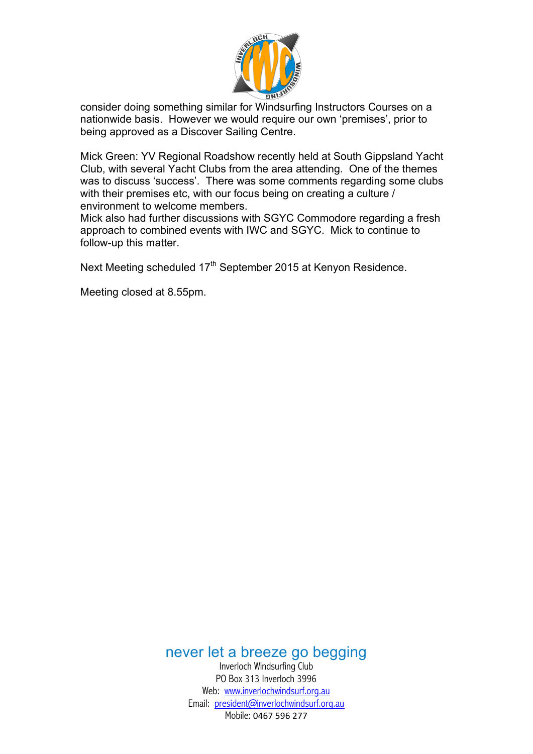consider doing something similar for Windsurfing Instructors Courses on a nationwide basis. However we would require our own 'premises', prior to being approved as a Discover Sailing Centre.

Mick Green: YV Regional Roadshow recently held at South Gippsland Yacht Club, with several Yacht Clubs from the area attending. One of the themes was to discuss 'success'. There was some comments regarding some clubs with their premises etc, with our focus being on creating a culture / environment to welcome members.
Mick also had further discussions with SGYC Commodore regarding a fresh approach to combined events with IWC and SGYC. Mick to continue to follow-up this matter.

Next Meeting scheduled 17th September 2015 at Kenyon Residence.

Meeting closed at 8.55pm.